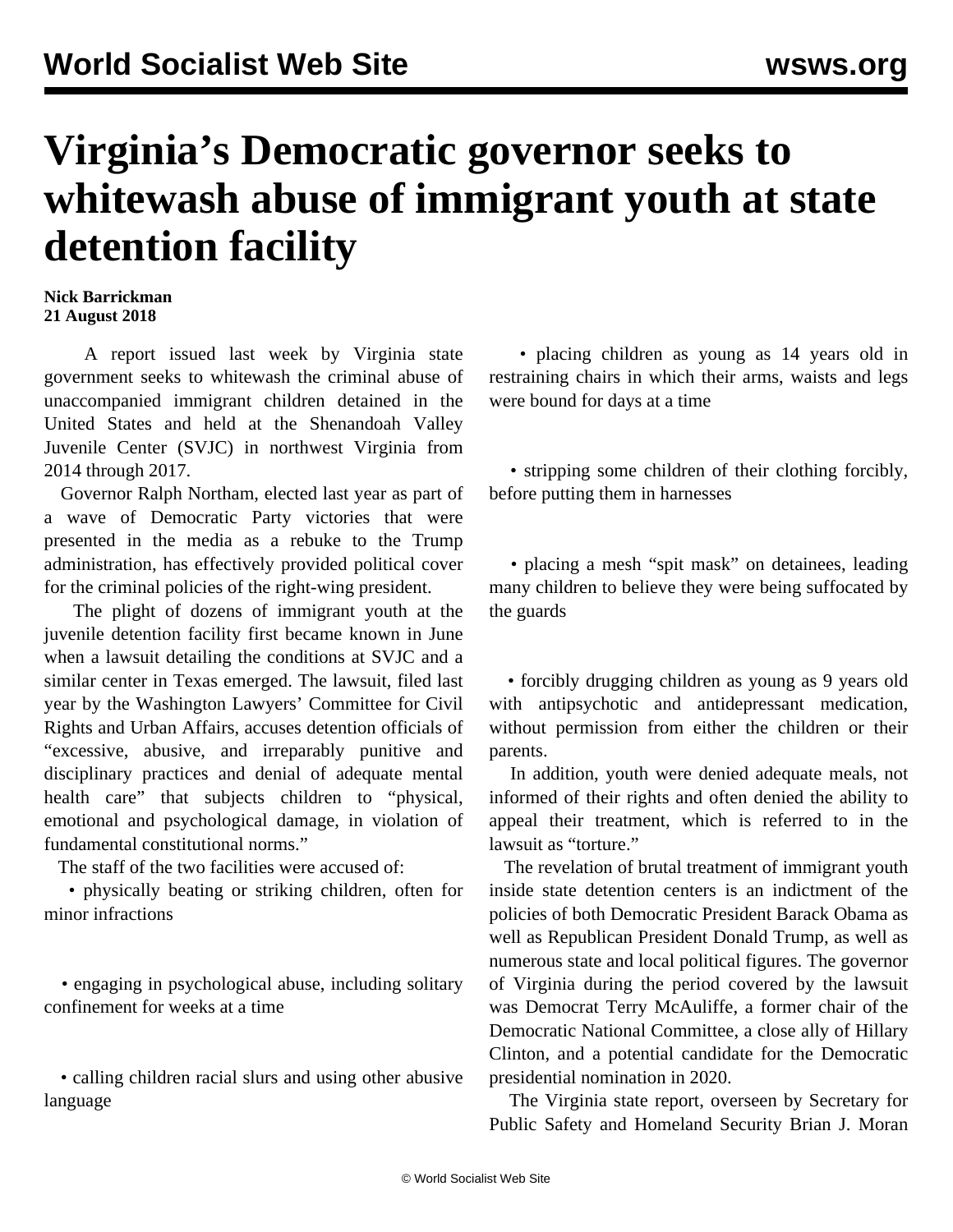# Virginia's Democratic governor seeks to whitewash abuse of immigrant youth at state detention facility

**Nick Barrickman**
**21 August 2018**

A report issued last week by Virginia state government seeks to whitewash the criminal abuse of unaccompanied immigrant children detained in the United States and held at the Shenandoah Valley Juvenile Center (SVJC) in northwest Virginia from 2014 through 2017.

Governor Ralph Northam, elected last year as part of a wave of Democratic Party victories that were presented in the media as a rebuke to the Trump administration, has effectively provided political cover for the criminal policies of the right-wing president.

The plight of dozens of immigrant youth at the juvenile detention facility first became known in June when a lawsuit detailing the conditions at SVJC and a similar center in Texas emerged. The lawsuit, filed last year by the Washington Lawyers' Committee for Civil Rights and Urban Affairs, accuses detention officials of "excessive, abusive, and irreparably punitive and disciplinary practices and denial of adequate mental health care" that subjects children to "physical, emotional and psychological damage, in violation of fundamental constitutional norms."

The staff of the two facilities were accused of:

- physically beating or striking children, often for minor infractions
- engaging in psychological abuse, including solitary confinement for weeks at a time
- calling children racial slurs and using other abusive language
- placing children as young as 14 years old in restraining chairs in which their arms, waists and legs were bound for days at a time
- stripping some children of their clothing forcibly, before putting them in harnesses
- placing a mesh "spit mask" on detainees, leading many children to believe they were being suffocated by the guards
- forcibly drugging children as young as 9 years old with antipsychotic and antidepressant medication, without permission from either the children or their parents.

In addition, youth were denied adequate meals, not informed of their rights and often denied the ability to appeal their treatment, which is referred to in the lawsuit as "torture."

The revelation of brutal treatment of immigrant youth inside state detention centers is an indictment of the policies of both Democratic President Barack Obama as well as Republican President Donald Trump, as well as numerous state and local political figures. The governor of Virginia during the period covered by the lawsuit was Democrat Terry McAuliffe, a former chair of the Democratic National Committee, a close ally of Hillary Clinton, and a potential candidate for the Democratic presidential nomination in 2020.

The Virginia state report, overseen by Secretary for Public Safety and Homeland Security Brian J. Moran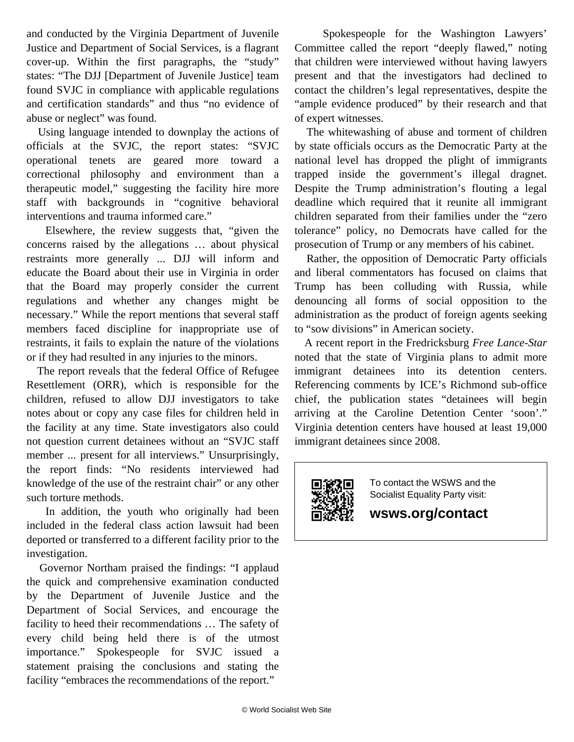and conducted by the Virginia Department of Juvenile Justice and Department of Social Services, is a flagrant cover-up. Within the first paragraphs, the "study" states: "The DJJ [Department of Juvenile Justice] team found SVJC in compliance with applicable regulations and certification standards" and thus "no evidence of abuse or neglect" was found.

Using language intended to downplay the actions of officials at the SVJC, the report states: "SVJC operational tenets are geared more toward a correctional philosophy and environment than a therapeutic model," suggesting the facility hire more staff with backgrounds in "cognitive behavioral interventions and trauma informed care."

Elsewhere, the review suggests that, "given the concerns raised by the allegations … about physical restraints more generally ... DJJ will inform and educate the Board about their use in Virginia in order that the Board may properly consider the current regulations and whether any changes might be necessary." While the report mentions that several staff members faced discipline for inappropriate use of restraints, it fails to explain the nature of the violations or if they had resulted in any injuries to the minors.

The report reveals that the federal Office of Refugee Resettlement (ORR), which is responsible for the children, refused to allow DJJ investigators to take notes about or copy any case files for children held in the facility at any time. State investigators also could not question current detainees without an "SVJC staff member ... present for all interviews." Unsurprisingly, the report finds: "No residents interviewed had knowledge of the use of the restraint chair" or any other such torture methods.

In addition, the youth who originally had been included in the federal class action lawsuit had been deported or transferred to a different facility prior to the investigation.

Governor Northam praised the findings: "I applaud the quick and comprehensive examination conducted by the Department of Juvenile Justice and the Department of Social Services, and encourage the facility to heed their recommendations … The safety of every child being held there is of the utmost importance." Spokespeople for SVJC issued a statement praising the conclusions and stating the facility "embraces the recommendations of the report."

Spokespeople for the Washington Lawyers' Committee called the report "deeply flawed," noting that children were interviewed without having lawyers present and that the investigators had declined to contact the children's legal representatives, despite the "ample evidence produced" by their research and that of expert witnesses.

The whitewashing of abuse and torment of children by state officials occurs as the Democratic Party at the national level has dropped the plight of immigrants trapped inside the government's illegal dragnet. Despite the Trump administration's flouting a legal deadline which required that it reunite all immigrant children separated from their families under the "zero tolerance" policy, no Democrats have called for the prosecution of Trump or any members of his cabinet.

Rather, the opposition of Democratic Party officials and liberal commentators has focused on claims that Trump has been colluding with Russia, while denouncing all forms of social opposition to the administration as the product of foreign agents seeking to "sow divisions" in American society.

A recent report in the Fredricksburg *Free Lance-Star* noted that the state of Virginia plans to admit more immigrant detainees into its detention centers. Referencing comments by ICE's Richmond sub-office chief, the publication states "detainees will begin arriving at the Caroline Detention Center 'soon'." Virginia detention centers have housed at least 19,000 immigrant detainees since 2008.

To contact the WSWS and the Socialist Equality Party visit:

**wsws.org/contact**